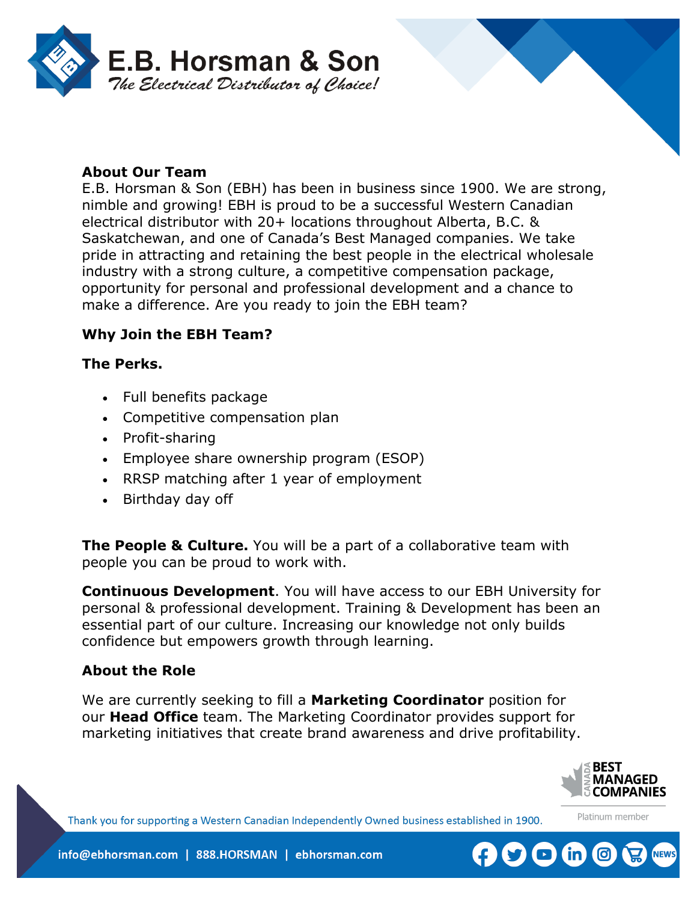# E.B. Horsman & Son

*The Electrical Distributor of Choice!*

**About Our Team**

E.B. Horsman & Son (EBH) has been in business since 1900. We are strong, nimble and growing! EBH is proud to be a successful Western Canadian electrical distributor with 20+ locations throughout Alberta, B.C. & Saskatchewan, and one of Canada's Best Managed companies. We take pride in attracting and retaining the best people in the electrical wholesale industry with a strong culture, a competitive compensation package, opportunity for personal and professional development and a chance to make a difference. Are you ready to join the EBH team?

**Why Join the EBH Team?**

**The Perks.**

- Full benefits package
- Competitive compensation plan
- Profit-sharing
- Employee share ownership program (ESOP)
- RRSP matching after 1 year of employment
- Birthday day off

**The People & Culture.** You will be a part of a collaborative team with people you can be proud to work with.

**Continuous Development**. You will have access to our EBH University for personal & professional development. Training & Development has been an essential part of our culture. Increasing our knowledge not only builds confidence but empowers growth through learning.

**About the Role**

We are currently seeking to fill a **Marketing Coordinator** position for our **Head Office** team. The Marketing Coordinator provides support for marketing initiatives that create brand awareness and drive profitability.

Thank you for supporting a Western Canadian Independently Owned business established in 1900.

Canada Best Managed Companies — Platinum member

info@ebhorsman.com | 888.HORSMAN | ebhorsman.com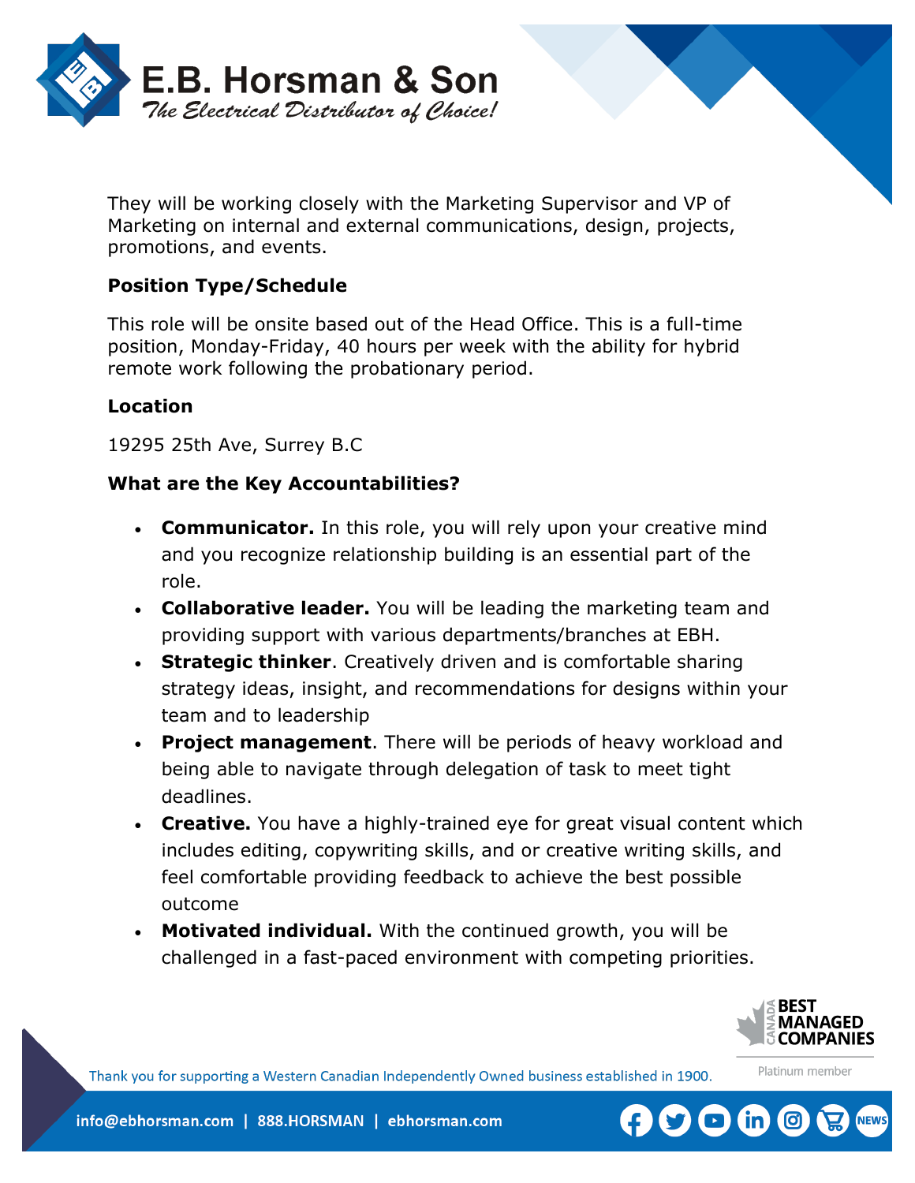They will be working closely with the Marketing Supervisor and VP of Marketing on internal and external communications, design, projects, promotions, and events.

**Position Type/Schedule**

This role will be onsite based out of the Head Office. This is a full-time position, Monday-Friday, 40 hours per week with the ability for hybrid remote work following the probationary period.

**Location**

19295 25th Ave, Surrey B.C

**What are the Key Accountabilities?**

- **Communicator.** In this role, you will rely upon your creative mind and you recognize relationship building is an essential part of the role.
- **Collaborative leader.** You will be leading the marketing team and providing support with various departments/branches at EBH.
- **Strategic thinker**. Creatively driven and is comfortable sharing strategy ideas, insight, and recommendations for designs within your team and to leadership
- **Project management**. There will be periods of heavy workload and being able to navigate through delegation of task to meet tight deadlines.
- **Creative.** You have a highly-trained eye for great visual content which includes editing, copywriting skills, and or creative writing skills, and feel comfortable providing feedback to achieve the best possible outcome
- **Motivated individual.** With the continued growth, you will be challenged in a fast-paced environment with competing priorities.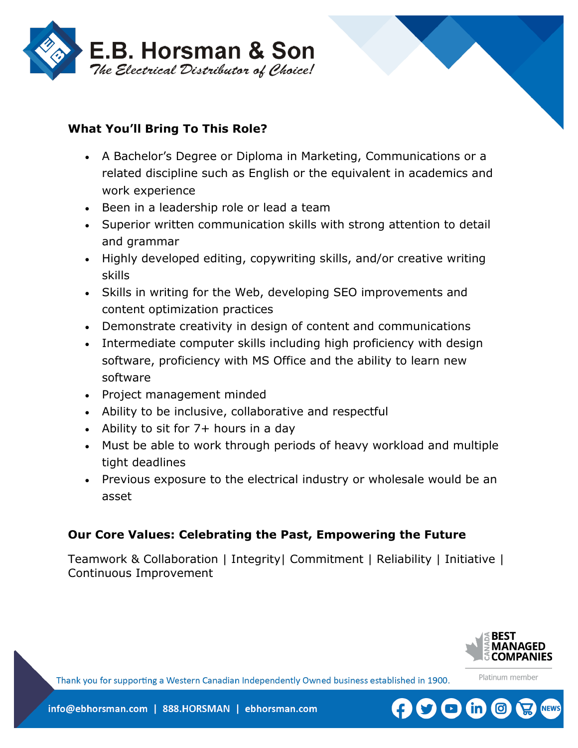## What You'll Bring To This Role?

- A Bachelor's Degree or Diploma in Marketing, Communications or a related discipline such as English or the equivalent in academics and work experience
- Been in a leadership role or lead a team
- Superior written communication skills with strong attention to detail and grammar
- Highly developed editing, copywriting skills, and/or creative writing skills
- Skills in writing for the Web, developing SEO improvements and content optimization practices
- Demonstrate creativity in design of content and communications
- Intermediate computer skills including high proficiency with design software, proficiency with MS Office and the ability to learn new software
- Project management minded
- Ability to be inclusive, collaborative and respectful
- Ability to sit for 7+ hours in a day
- Must be able to work through periods of heavy workload and multiple tight deadlines
- Previous exposure to the electrical industry or wholesale would be an asset

## Our Core Values: Celebrating the Past, Empowering the Future

Teamwork & Collaboration | Integrity| Commitment | Reliability | Initiative | Continuous Improvement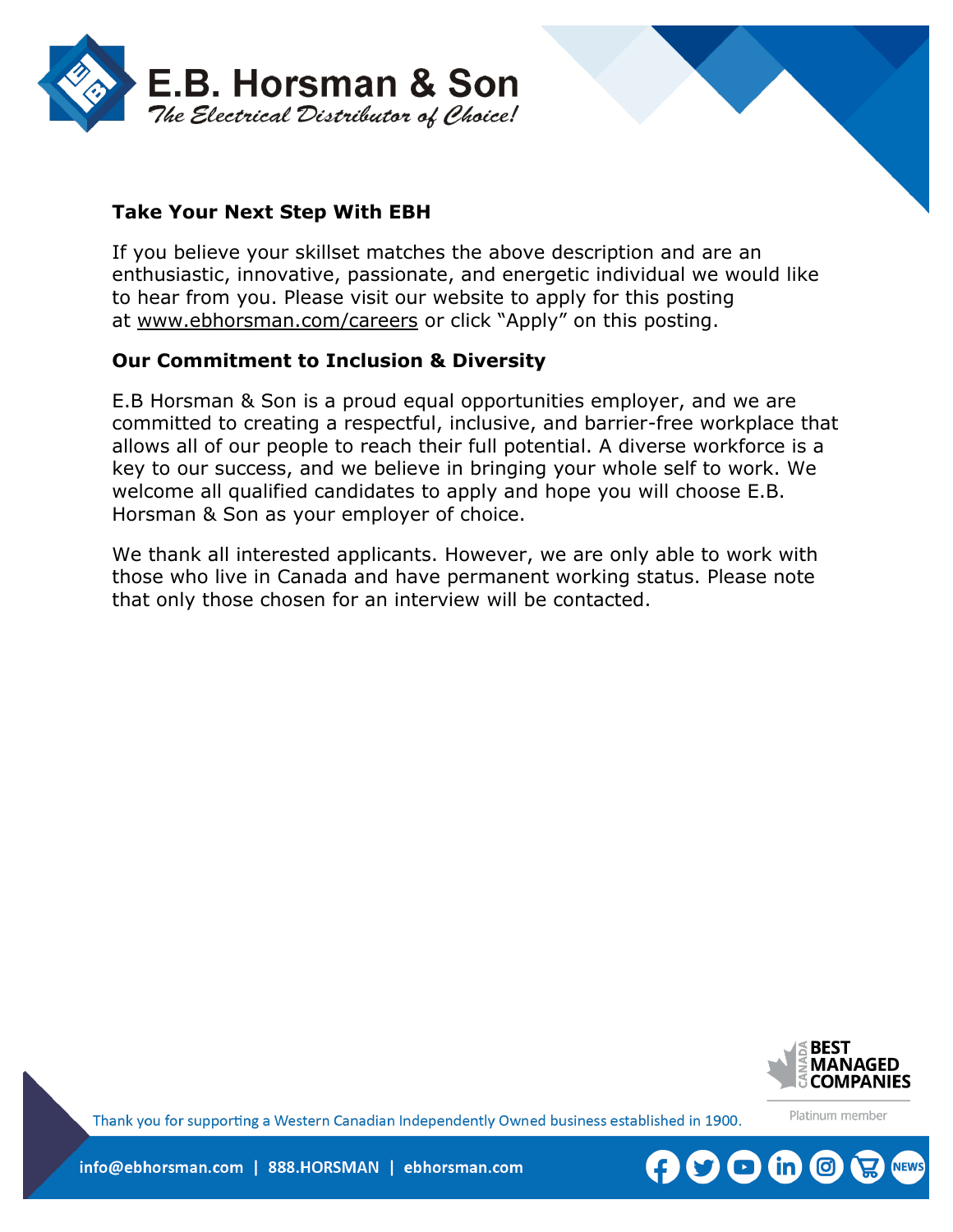## Take Your Next Step With EBH

If you believe your skillset matches the above description and are an enthusiastic, innovative, passionate, and energetic individual we would like to hear from you. Please visit our website to apply for this posting at www.ebhorsman.com/careers or click "Apply" on this posting.

## Our Commitment to Inclusion & Diversity

E.B Horsman & Son is a proud equal opportunities employer, and we are committed to creating a respectful, inclusive, and barrier-free workplace that allows all of our people to reach their full potential. A diverse workforce is a key to our success, and we believe in bringing your whole self to work. We welcome all qualified candidates to apply and hope you will choose E.B. Horsman & Son as your employer of choice.

We thank all interested applicants. However, we are only able to work with those who live in Canada and have permanent working status. Please note that only those chosen for an interview will be contacted.